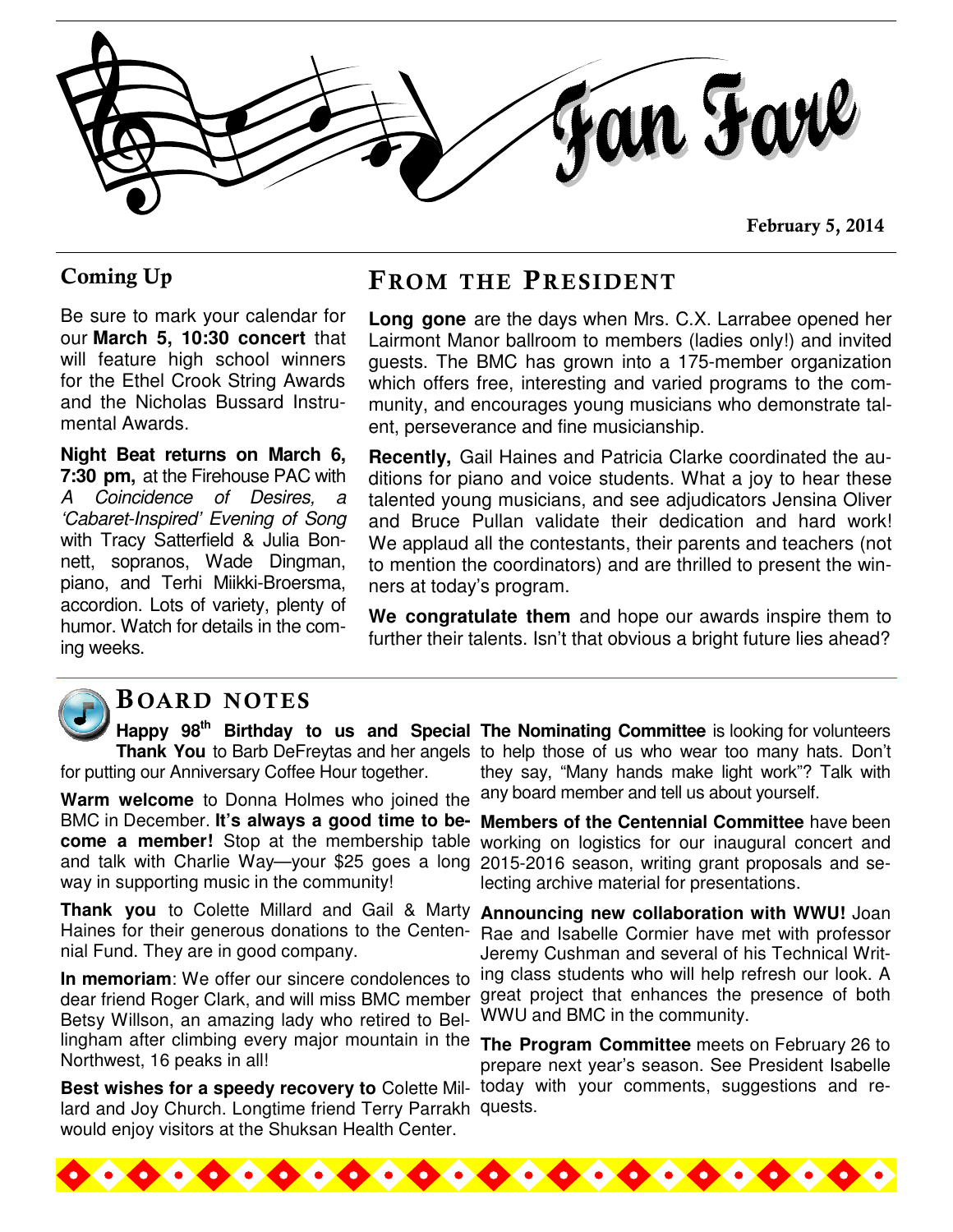# Fan Fare

February 5, 2014

## Coming Up

Be sure to mark your calendar for our **March 5, 10:30 concert** that will feature high school winners for the Ethel Crook String Awards and the Nicholas Bussard Instrumental Awards.

**Night Beat returns on March 6, 7:30 pm,** at the Firehouse PAC with *A Coincidence of Desires, a 'Cabaret-Inspired' Evening of Song* with Tracy Satterfield & Julia Bonnett, sopranos, Wade Dingman, piano, and Terhi Miikki-Broersma, accordion. Lots of variety, plenty of humor. Watch for details in the coming weeks.

## From the President

**Long gone** are the days when Mrs. C.X. Larrabee opened her Lairmont Manor ballroom to members (ladies only!) and invited guests. The BMC has grown into a 175-member organization which offers free, interesting and varied programs to the community, and encourages young musicians who demonstrate talent, perseverance and fine musicianship.

**Recently,** Gail Haines and Patricia Clarke coordinated the auditions for piano and voice students. What a joy to hear these talented young musicians, and see adjudicators Jensina Oliver and Bruce Pullan validate their dedication and hard work! We applaud all the contestants, their parents and teachers (not to mention the coordinators) and are thrilled to present the winners at today's program.

**We congratulate them** and hope our awards inspire them to further their talents. Isn't that obvious a bright future lies ahead?

## Board Notes

**Happy 98th Birthday to us and Special Thank You** to Barb DeFreytas and her angels for putting our Anniversary Coffee Hour together.

**Warm welcome** to Donna Holmes who joined the BMC in December. **It's always a good time to become a member!** Stop at the membership table and talk with Charlie Way—your $25 goes a long way in supporting music in the community!

**Thank you** to Colette Millard and Gail & Marty Haines for their generous donations to the Centennial Fund. They are in good company.

**In memoriam**: We offer our sincere condolences to dear friend Roger Clark, and will miss BMC member Betsy Willson, an amazing lady who retired to Bellingham after climbing every major mountain in the Northwest, 16 peaks in all!

**Best wishes for a speedy recovery to** Colette Millard and Joy Church. Longtime friend Terry Parrakh would enjoy visitors at the Shuksan Health Center.

**The Nominating Committee** is looking for volunteers to help those of us who wear too many hats. Don't they say, "Many hands make light work"? Talk with any board member and tell us about yourself.

**Members of the Centennial Committee** have been working on logistics for our inaugural concert and 2015-2016 season, writing grant proposals and selecting archive material for presentations.

**Announcing new collaboration with WWU!** Joan Rae and Isabelle Cormier have met with professor Jeremy Cushman and several of his Technical Writing class students who will help refresh our look. A great project that enhances the presence of both WWU and BMC in the community.

**The Program Committee** meets on February 26 to prepare next year's season. See President Isabelle today with your comments, suggestions and requests.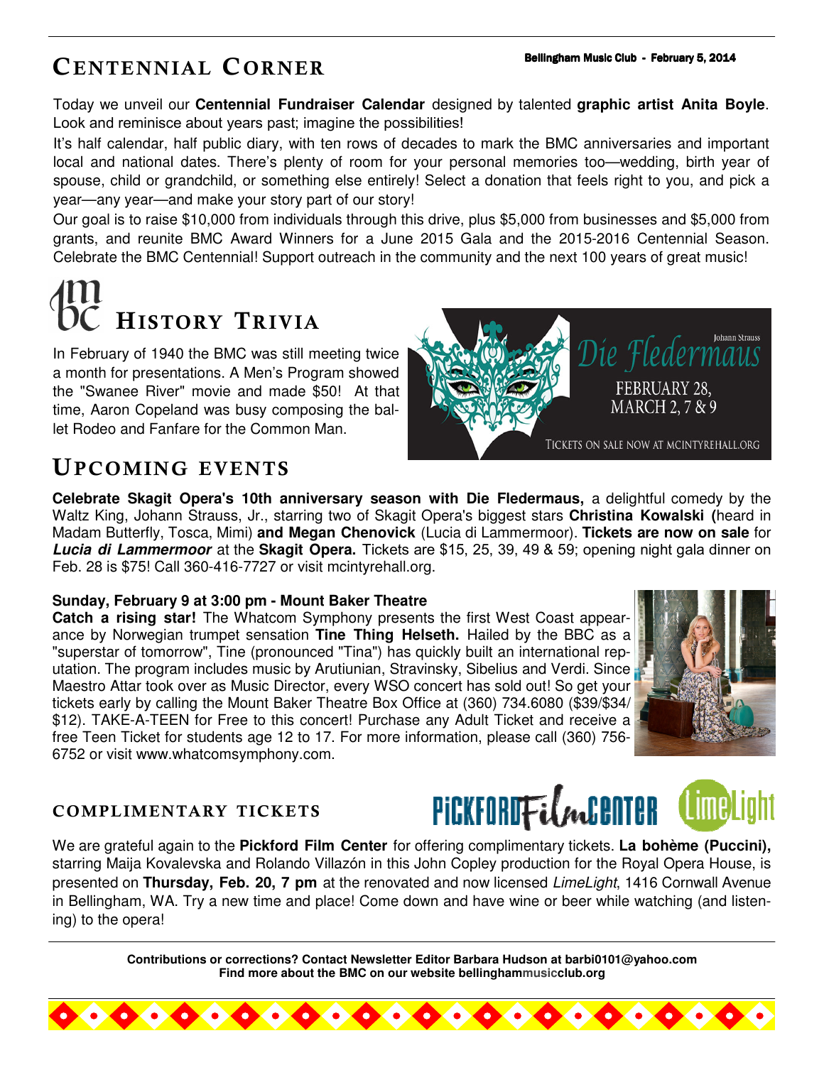# Centennial Corner

Bellingham Music Club - February 5, 2014

Today we unveil our **Centennial Fundraiser Calendar** designed by talented **graphic artist Anita Boyle**. Look and reminisce about years past; imagine the possibilities!

It's half calendar, half public diary, with ten rows of decades to mark the BMC anniversaries and important local and national dates. There's plenty of room for your personal memories too—wedding, birth year of spouse, child or grandchild, or something else entirely! Select a donation that feels right to you, and pick a year—any year—and make your story part of our story!

Our goal is to raise $10,000 from individuals through this drive, plus $5,000 from businesses and $5,000 from grants, and reunite BMC Award Winners for a June 2015 Gala and the 2015-2016 Centennial Season. Celebrate the BMC Centennial! Support outreach in the community and the next 100 years of great music!

## History Trivia

In February of 1940 the BMC was still meeting twice a month for presentations. A Men's Program showed the "Swanee River" movie and made $50! At that time, Aaron Copeland was busy composing the ballet Rodeo and Fanfare for the Common Man.

Johann Strauss
Die Fledermaus
FEBRUARY 28,
MARCH 2, 7 & 9
TICKETS ON SALE NOW AT MCINTYREHALL.ORG

## Upcoming Events

**Celebrate Skagit Opera's 10th anniversary season with Die Fledermaus,** a delightful comedy by the Waltz King, Johann Strauss, Jr., starring two of Skagit Opera's biggest stars **Christina Kowalski (**heard in Madam Butterfly, Tosca, Mimi) **and Megan Chenovick** (Lucia di Lammermoor). **Tickets are now on sale** for ***Lucia di Lammermoor*** at the **Skagit Opera.** Tickets are $15, 25, 39, 49 & 59; opening night gala dinner on Feb. 28 is $75! Call 360-416-7727 or visit mcintyrehall.org.

**Sunday, February 9 at 3:00 pm - Mount Baker Theatre**
**Catch a rising star!** The Whatcom Symphony presents the first West Coast appearance by Norwegian trumpet sensation **Tine Thing Helseth.** Hailed by the BBC as a "superstar of tomorrow", Tine (pronounced "Tina") has quickly built an international reputation. The program includes music by Arutiunian, Stravinsky, Sibelius and Verdi. Since Maestro Attar took over as Music Director, every WSO concert has sold out! So get your tickets early by calling the Mount Baker Theatre Box Office at (360) 734.6080 ($39/$34/ $12). TAKE-A-TEEN for Free to this concert! Purchase any Adult Ticket and receive a free Teen Ticket for students age 12 to 17. For more information, please call (360) 756-6752 or visit www.whatcomsymphony.com.

## Complimentary Tickets

PICKFORD Film CENTER — LimeLight

We are grateful again to the **Pickford Film Center** for offering complimentary tickets. **La bohème (Puccini),** starring Maija Kovalevska and Rolando Villazón in this John Copley production for the Royal Opera House, is presented on **Thursday, Feb. 20, 7 pm** at the renovated and now licensed *LimeLight*, 1416 Cornwall Avenue in Bellingham, WA. Try a new time and place! Come down and have wine or beer while watching (and listening) to the opera!

**Contributions or corrections? Contact Newsletter Editor Barbara Hudson at barbi0101@yahoo.com**
**Find more about the BMC on our website bellinghammusicclub.org**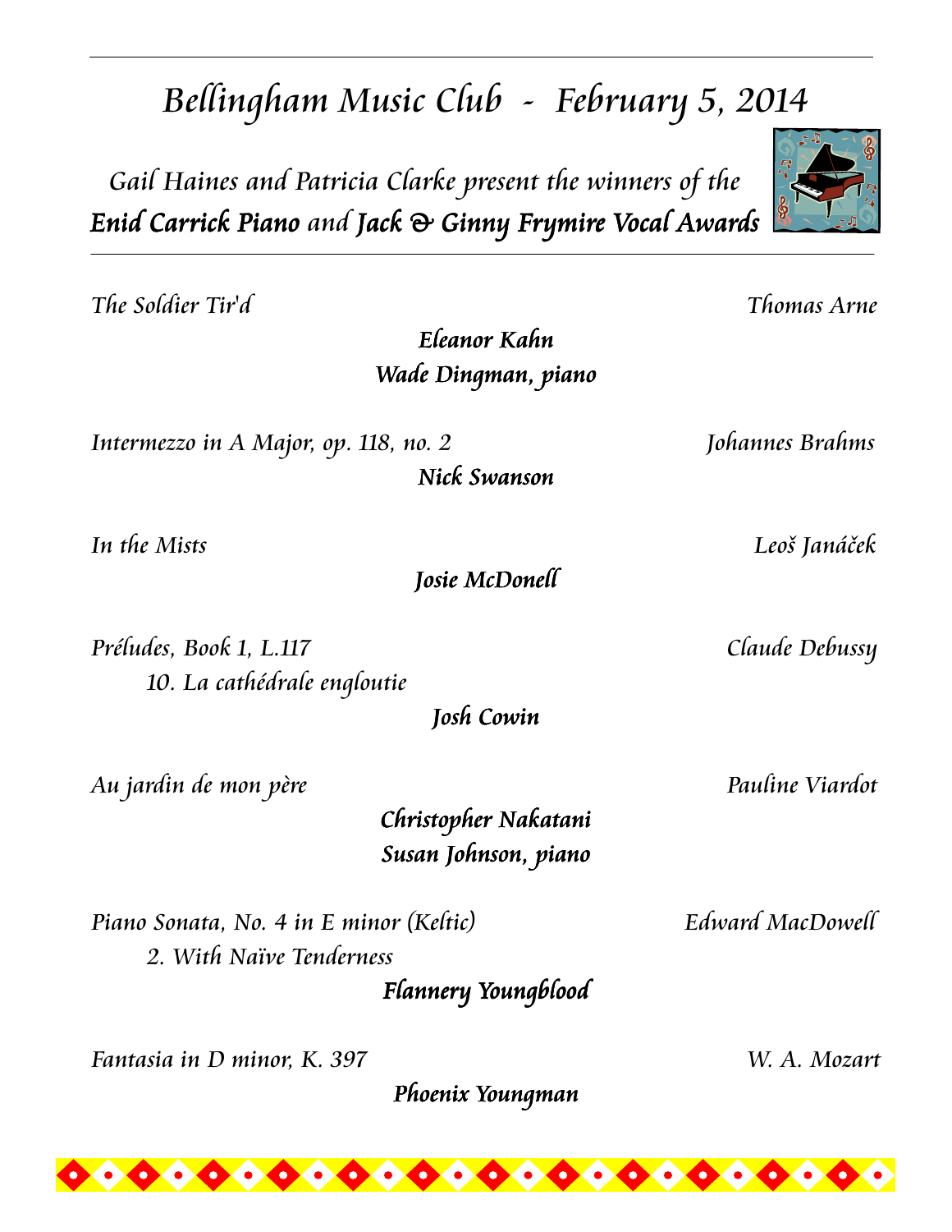# *Bellingham Music Club - February 5, 2014*

*Gail Haines and Patricia Clarke present the winners of the*
***Enid Carrick Piano** and **Jack & Ginny Frymire Vocal Awards***

---

*The Soldier Tir'd* — *Thomas Arne*

***Eleanor Kahn***
***Wade Dingman, piano***

*Intermezzo in A Major, op. 118, no. 2* — *Johannes Brahms*

***Nick Swanson***

*In the Mists* — *Leoš Janáček*

***Josie McDonell***

*Préludes, Book 1, L.117* — *Claude Debussy*
*10. La cathédrale engloutie*

***Josh Cowin***

*Au jardin de mon père* — *Pauline Viardot*

***Christopher Nakatani***
***Susan Johnson, piano***

*Piano Sonata, No. 4 in E minor (Keltic)* — *Edward MacDowell*
*2. With Naïve Tenderness*

***Flannery Youngblood***

*Fantasia in D minor, K. 397* — *W. A. Mozart*

***Phoenix Youngman***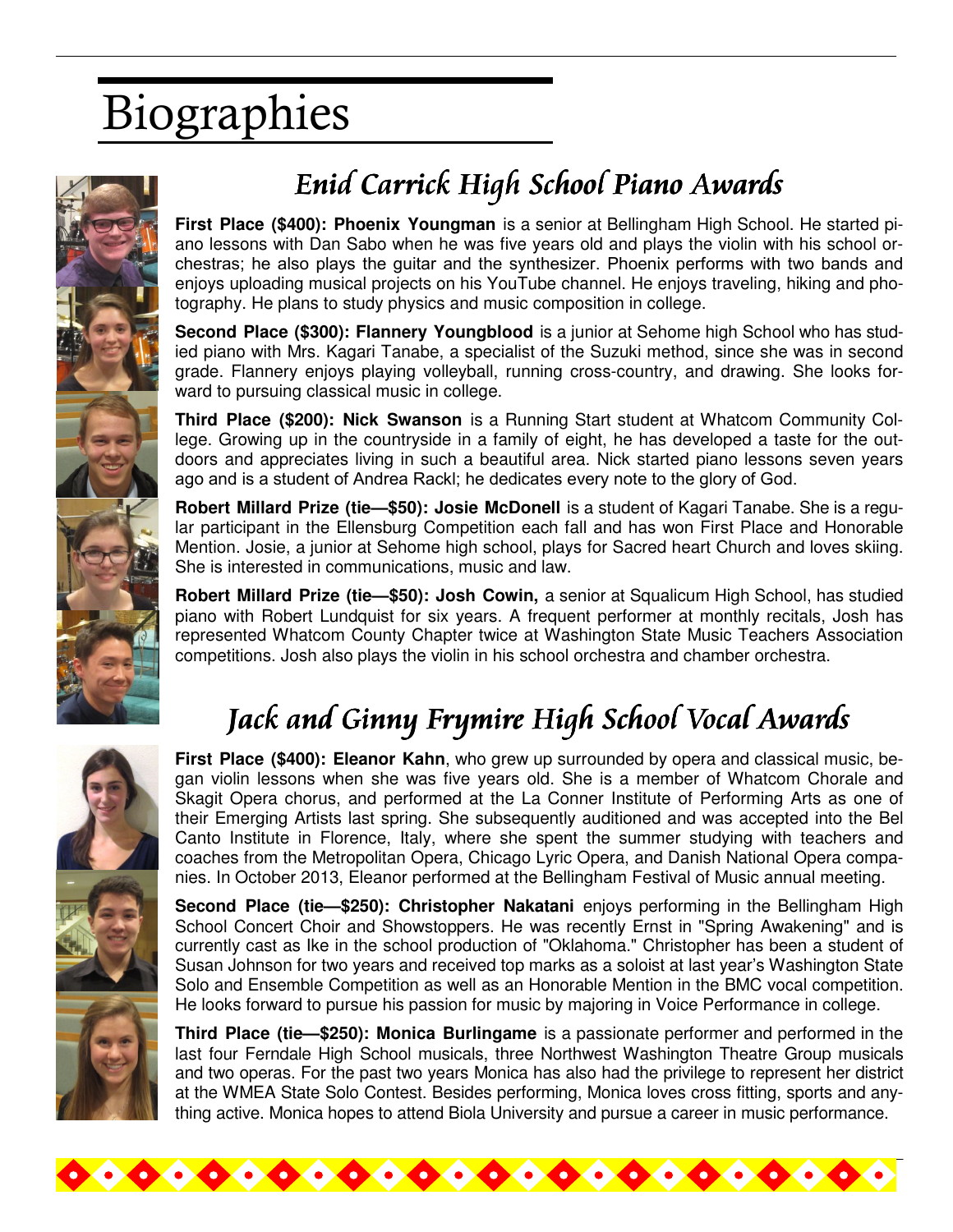# Biographies

## Enid Carrick High School Piano Awards

**First Place ($400): Phoenix Youngman** is a senior at Bellingham High School. He started piano lessons with Dan Sabo when he was five years old and plays the violin with his school orchestras; he also plays the guitar and the synthesizer. Phoenix performs with two bands and enjoys uploading musical projects on his YouTube channel. He enjoys traveling, hiking and photography. He plans to study physics and music composition in college.

**Second Place ($300): Flannery Youngblood** is a junior at Sehome high School who has studied piano with Mrs. Kagari Tanabe, a specialist of the Suzuki method, since she was in second grade. Flannery enjoys playing volleyball, running cross-country, and drawing. She looks forward to pursuing classical music in college.

**Third Place ($200): Nick Swanson** is a Running Start student at Whatcom Community College. Growing up in the countryside in a family of eight, he has developed a taste for the outdoors and appreciates living in such a beautiful area. Nick started piano lessons seven years ago and is a student of Andrea Rackl; he dedicates every note to the glory of God.

**Robert Millard Prize (tie—$50): Josie McDonell** is a student of Kagari Tanabe. She is a regular participant in the Ellensburg Competition each fall and has won First Place and Honorable Mention. Josie, a junior at Sehome high school, plays for Sacred heart Church and loves skiing. She is interested in communications, music and law.

**Robert Millard Prize (tie—$50): Josh Cowin,** a senior at Squalicum High School, has studied piano with Robert Lundquist for six years. A frequent performer at monthly recitals, Josh has represented Whatcom County Chapter twice at Washington State Music Teachers Association competitions. Josh also plays the violin in his school orchestra and chamber orchestra.

## Jack and Ginny Frymire High School Vocal Awards

**First Place ($400): Eleanor Kahn**, who grew up surrounded by opera and classical music, began violin lessons when she was five years old. She is a member of Whatcom Chorale and Skagit Opera chorus, and performed at the La Conner Institute of Performing Arts as one of their Emerging Artists last spring. She subsequently auditioned and was accepted into the Bel Canto Institute in Florence, Italy, where she spent the summer studying with teachers and coaches from the Metropolitan Opera, Chicago Lyric Opera, and Danish National Opera companies. In October 2013, Eleanor performed at the Bellingham Festival of Music annual meeting.

**Second Place (tie—$250): Christopher Nakatani** enjoys performing in the Bellingham High School Concert Choir and Showstoppers. He was recently Ernst in "Spring Awakening" and is currently cast as Ike in the school production of "Oklahoma." Christopher has been a student of Susan Johnson for two years and received top marks as a soloist at last year's Washington State Solo and Ensemble Competition as well as an Honorable Mention in the BMC vocal competition. He looks forward to pursue his passion for music by majoring in Voice Performance in college.

**Third Place (tie—$250): Monica Burlingame** is a passionate performer and performed in the last four Ferndale High School musicals, three Northwest Washington Theatre Group musicals and two operas. For the past two years Monica has also had the privilege to represent her district at the WMEA State Solo Contest. Besides performing, Monica loves cross fitting, sports and anything active. Monica hopes to attend Biola University and pursue a career in music performance.